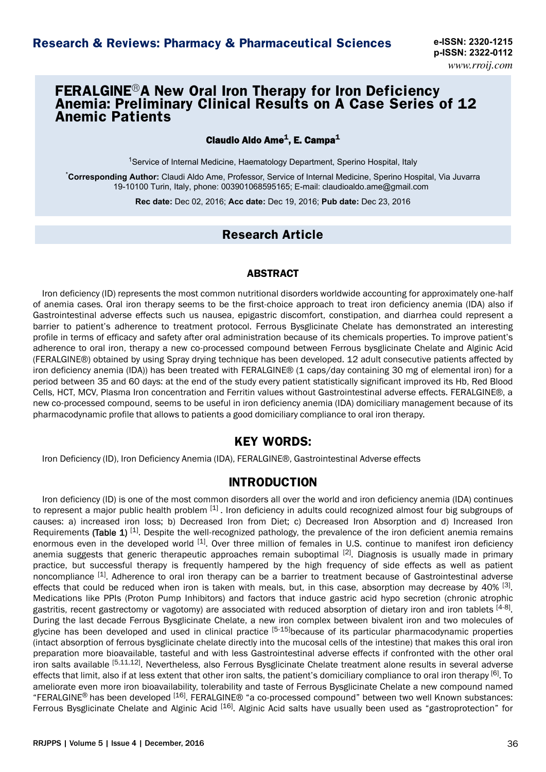# FERALGINE® A New Oral Iron Therapy for Iron Deficiency Anemia: Preliminary Clinical Results on A Case Series of 12 Anemic Patients

**Claudio Aldo Ame[1], E. Campa[1]**

[1]Service of Internal Medicine, Haematology Department, Sperino Hospital, Italy

[*]**Corresponding Author:** Claudi Aldo Ame, Professor, Service of Internal Medicine, Sperino Hospital, Via Juvarra 19-10100 Turin, Italy, phone: 003901068595165; E-mail: claudioaldo.ame@gmail.com

**Rec date:** Dec 02, 2016; **Acc date:** Dec 19, 2016; **Pub date:** Dec 23, 2016

## Research Article

### ABSTRACT

Iron deficiency (ID) represents the most common nutritional disorders worldwide accounting for approximately one-half of anemia cases. Oral iron therapy seems to be the first-choice approach to treat iron deficiency anemia (IDA) also if Gastrointestinal adverse effects such us nausea, epigastric discomfort, constipation, and diarrhea could represent a barrier to patient's adherence to treatment protocol. Ferrous Bysglicinate Chelate has demonstrated an interesting profile in terms of efficacy and safety after oral administration because of its chemicals properties. To improve patient's adherence to oral iron, therapy a new co-processed compound between Ferrous bysglicinate Chelate and Alginic Acid (FERALGINE®) obtained by using Spray drying technique has been developed. 12 adult consecutive patients affected by iron deficiency anemia (IDA)) has been treated with FERALGINE® (1 caps/day containing 30 mg of elemental iron) for a period between 35 and 60 days: at the end of the study every patient statistically significant improved its Hb, Red Blood Cells, HCT, MCV, Plasma Iron concentration and Ferritin values without Gastrointestinal adverse effects. FERALGINE®, a new co-processed compound, seems to be useful in iron deficiency anemia (IDA) domiciliary management because of its pharmacodynamic profile that allows to patients a good domiciliary compliance to oral iron therapy.

## KEY WORDS:

Iron Deficiency (ID), Iron Deficiency Anemia (IDA), FERALGINE®, Gastrointestinal Adverse effects

## INTRODUCTION

Iron deficiency (ID) is one of the most common disorders all over the world and iron deficiency anemia (IDA) continues to represent a major public health problem [1] . Iron deficiency in adults could recognized almost four big subgroups of causes: a) increased iron loss; b) Decreased Iron from Diet; c) Decreased Iron Absorption and d) Increased Iron Requirements (Table 1) [1]. Despite the well-recognized pathology, the prevalence of the iron deficient anemia remains enormous even in the developed world [1]. Over three million of females in U.S. continue to manifest iron deficiency anemia suggests that generic therapeutic approaches remain suboptimal [2]. Diagnosis is usually made in primary practice, but successful therapy is frequently hampered by the high frequency of side effects as well as patient noncompliance [1]. Adherence to oral iron therapy can be a barrier to treatment because of Gastrointestinal adverse effects that could be reduced when iron is taken with meals, but, in this case, absorption may decrease by 40% [3]. Medications like PPIs (Proton Pump Inhibitors) and factors that induce gastric acid hypo secretion (chronic atrophic gastritis, recent gastrectomy or vagotomy) are associated with reduced absorption of dietary iron and iron tablets [4-8]. During the last decade Ferrous Bysglicinate Chelate, a new iron complex between bivalent iron and two molecules of glycine has been developed and used in clinical practice [5-15]because of its particular pharmacodynamic properties (intact absorption of ferrous bysglicinate chelate directly into the mucosal cells of the intestine) that makes this oral iron preparation more bioavailable, tasteful and with less Gastrointestinal adverse effects if confronted with the other oral iron salts available [5,11,12]. Nevertheless, also Ferrous Bysglicinate Chelate treatment alone results in several adverse effects that limit, also if at less extent that other iron salts, the patient's domiciliary compliance to oral iron therapy [6]. To ameliorate even more iron bioavailability, tolerability and taste of Ferrous Bysglicinate Chelate a new compound named "FERALGINE® has been developed [16]. FERALGINE® "a co-processed compound" between two well Known substances: Ferrous Bysglicinate Chelate and Alginic Acid [16]. Alginic Acid salts have usually been used as "gastroprotection" for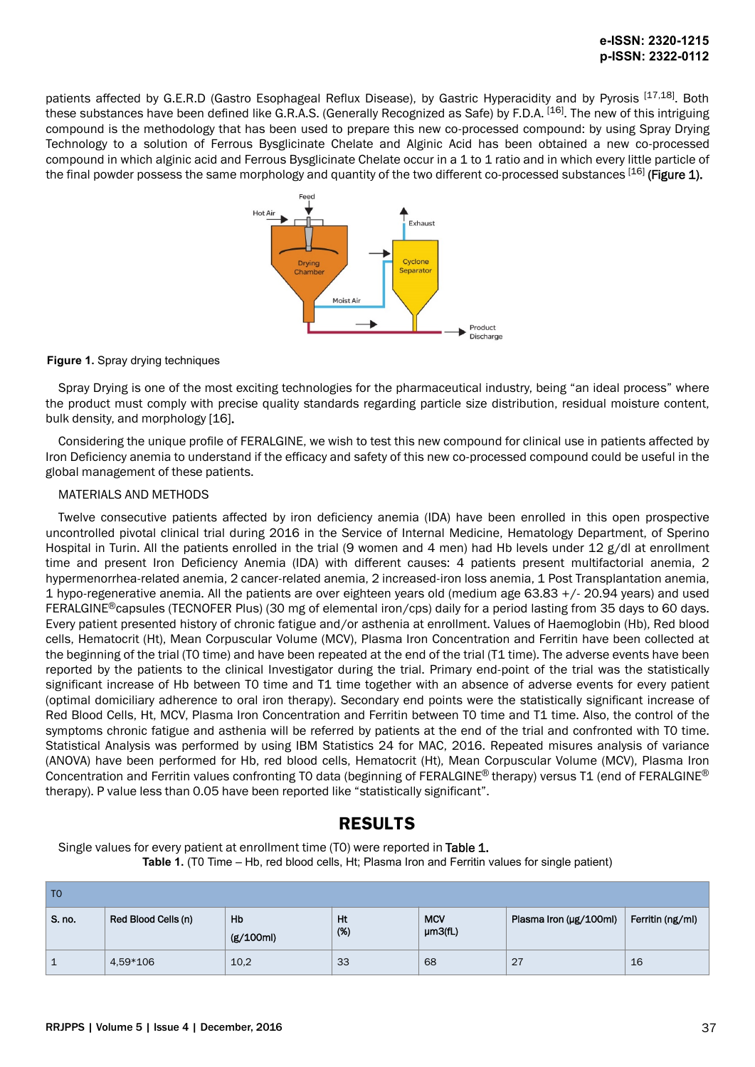patients affected by G.E.R.D (Gastro Esophageal Reflux Disease), by Gastric Hyperacidity and by Pyrosis [17,18]. Both these substances have been defined like G.R.A.S. (Generally Recognized as Safe) by F.D.A. [16]. The new of this intriguing compound is the methodology that has been used to prepare this new co-processed compound: by using Spray Drying Technology to a solution of Ferrous Bysglicinate Chelate and Alginic Acid has been obtained a new co-processed compound in which alginic acid and Ferrous Bysglicinate Chelate occur in a 1 to 1 ratio and in which every little particle of the final powder possess the same morphology and quantity of the two different co-processed substances [16] (Figure 1).

**Figure 1.** Spray drying techniques

Spray Drying is one of the most exciting technologies for the pharmaceutical industry, being "an ideal process" where the product must comply with precise quality standards regarding particle size distribution, residual moisture content, bulk density, and morphology [16].

Considering the unique profile of FERALGINE, we wish to test this new compound for clinical use in patients affected by Iron Deficiency anemia to understand if the efficacy and safety of this new co-processed compound could be useful in the global management of these patients.

## MATERIALS AND METHODS

Twelve consecutive patients affected by iron deficiency anemia (IDA) have been enrolled in this open prospective uncontrolled pivotal clinical trial during 2016 in the Service of Internal Medicine, Hematology Department, of Sperino Hospital in Turin. All the patients enrolled in the trial (9 women and 4 men) had Hb levels under 12 g/dl at enrollment time and present Iron Deficiency Anemia (IDA) with different causes: 4 patients present multifactorial anemia, 2 hypermenorrhea-related anemia, 2 cancer-related anemia, 2 increased-iron loss anemia, 1 Post Transplantation anemia, 1 hypo-regenerative anemia. All the patients are over eighteen years old (medium age 63.83 +/- 20.94 years) and used FERALGINE®capsules (TECNOFER Plus) (30 mg of elemental iron/cps) daily for a period lasting from 35 days to 60 days. Every patient presented history of chronic fatigue and/or asthenia at enrollment. Values of Haemoglobin (Hb), Red blood cells, Hematocrit (Ht), Mean Corpuscular Volume (MCV), Plasma Iron Concentration and Ferritin have been collected at the beginning of the trial (T0 time) and have been repeated at the end of the trial (T1 time). The adverse events have been reported by the patients to the clinical Investigator during the trial. Primary end-point of the trial was the statistically significant increase of Hb between T0 time and T1 time together with an absence of adverse events for every patient (optimal domiciliary adherence to oral iron therapy). Secondary end points were the statistically significant increase of Red Blood Cells, Ht, MCV, Plasma Iron Concentration and Ferritin between T0 time and T1 time. Also, the control of the symptoms chronic fatigue and asthenia will be referred by patients at the end of the trial and confronted with T0 time. Statistical Analysis was performed by using IBM Statistics 24 for MAC, 2016. Repeated misures analysis of variance (ANOVA) have been performed for Hb, red blood cells, Hematocrit (Ht), Mean Corpuscular Volume (MCV), Plasma Iron Concentration and Ferritin values confronting T0 data (beginning of FERALGINE® therapy) versus T1 (end of FERALGINE® therapy). P value less than 0.05 have been reported like "statistically significant".

## RESULTS

Single values for every patient at enrollment time (T0) were reported in Table 1.

**Table 1.** (T0 Time – Hb, red blood cells, Ht; Plasma Iron and Ferritin values for single patient)

| T0 | | | | | | |
|---|---|---|---|---|---|---|
| S. no. | Red Blood Cells (n) | Hb (g/100ml) | Ht (%) | MCV µm3(fL) | Plasma Iron (µg/100ml) | Ferritin (ng/ml) |
| 1 | 4,59*106 | 10,2 | 33 | 68 | 27 | 16 |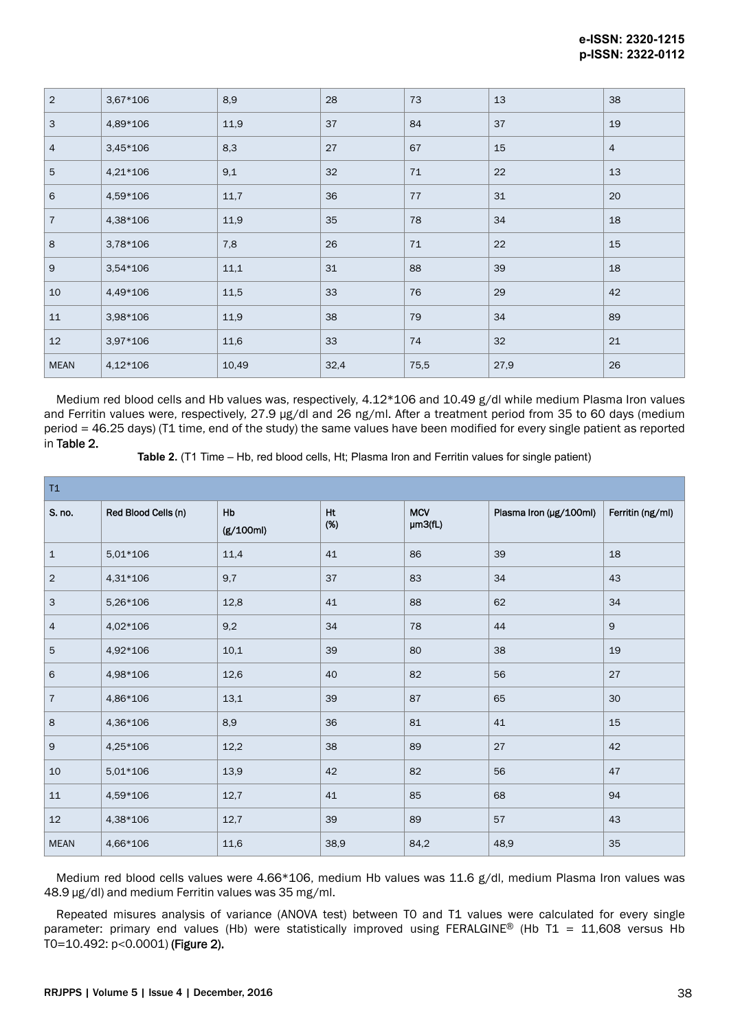| 2 | 3,67*106 | 8,9 | 28 | 73 | 13 | 38 |
|---|---|---|---|---|---|---|
| 3 | 4,89*106 | 11,9 | 37 | 84 | 37 | 19 |
| 4 | 3,45*106 | 8,3 | 27 | 67 | 15 | 4 |
| 5 | 4,21*106 | 9,1 | 32 | 71 | 22 | 13 |
| 6 | 4,59*106 | 11,7 | 36 | 77 | 31 | 20 |
| 7 | 4,38*106 | 11,9 | 35 | 78 | 34 | 18 |
| 8 | 3,78*106 | 7,8 | 26 | 71 | 22 | 15 |
| 9 | 3,54*106 | 11,1 | 31 | 88 | 39 | 18 |
| 10 | 4,49*106 | 11,5 | 33 | 76 | 29 | 42 |
| 11 | 3,98*106 | 11,9 | 38 | 79 | 34 | 89 |
| 12 | 3,97*106 | 11,6 | 33 | 74 | 32 | 21 |
| MEAN | 4,12*106 | 10,49 | 32,4 | 75,5 | 27,9 | 26 |

Medium red blood cells and Hb values was, respectively, 4.12*106 and 10.49 g/dl while medium Plasma Iron values and Ferritin values were, respectively, 27.9 µg/dl and 26 ng/ml. After a treatment period from 35 to 60 days (medium period = 46.25 days) (T1 time, end of the study) the same values have been modified for every single patient as reported in **Table 2.**

**Table 2.** (T1 Time – Hb, red blood cells, Ht; Plasma Iron and Ferritin values for single patient)

| T1 | | | | | | |
|---|---|---|---|---|---|---|
| S. no. | Red Blood Cells (n) | Hb (g/100ml) | Ht (%) | MCV µm3(fL) | Plasma Iron (µg/100ml) | Ferritin (ng/ml) |
| 1 | 5,01*106 | 11,4 | 41 | 86 | 39 | 18 |
| 2 | 4,31*106 | 9,7 | 37 | 83 | 34 | 43 |
| 3 | 5,26*106 | 12,8 | 41 | 88 | 62 | 34 |
| 4 | 4,02*106 | 9,2 | 34 | 78 | 44 | 9 |
| 5 | 4,92*106 | 10,1 | 39 | 80 | 38 | 19 |
| 6 | 4,98*106 | 12,6 | 40 | 82 | 56 | 27 |
| 7 | 4,86*106 | 13,1 | 39 | 87 | 65 | 30 |
| 8 | 4,36*106 | 8,9 | 36 | 81 | 41 | 15 |
| 9 | 4,25*106 | 12,2 | 38 | 89 | 27 | 42 |
| 10 | 5,01*106 | 13,9 | 42 | 82 | 56 | 47 |
| 11 | 4,59*106 | 12,7 | 41 | 85 | 68 | 94 |
| 12 | 4,38*106 | 12,7 | 39 | 89 | 57 | 43 |
| MEAN | 4,66*106 | 11,6 | 38,9 | 84,2 | 48,9 | 35 |

Medium red blood cells values were 4.66*106, medium Hb values was 11.6 g/dl, medium Plasma Iron values was 48.9 µg/dl) and medium Ferritin values was 35 mg/ml.

Repeated misures analysis of variance (ANOVA test) between T0 and T1 values were calculated for every single parameter: primary end values (Hb) were statistically improved using FERALGINE® (Hb T1 = 11,608 versus Hb T0=10.492: $p<0.0001$) **(Figure 2).**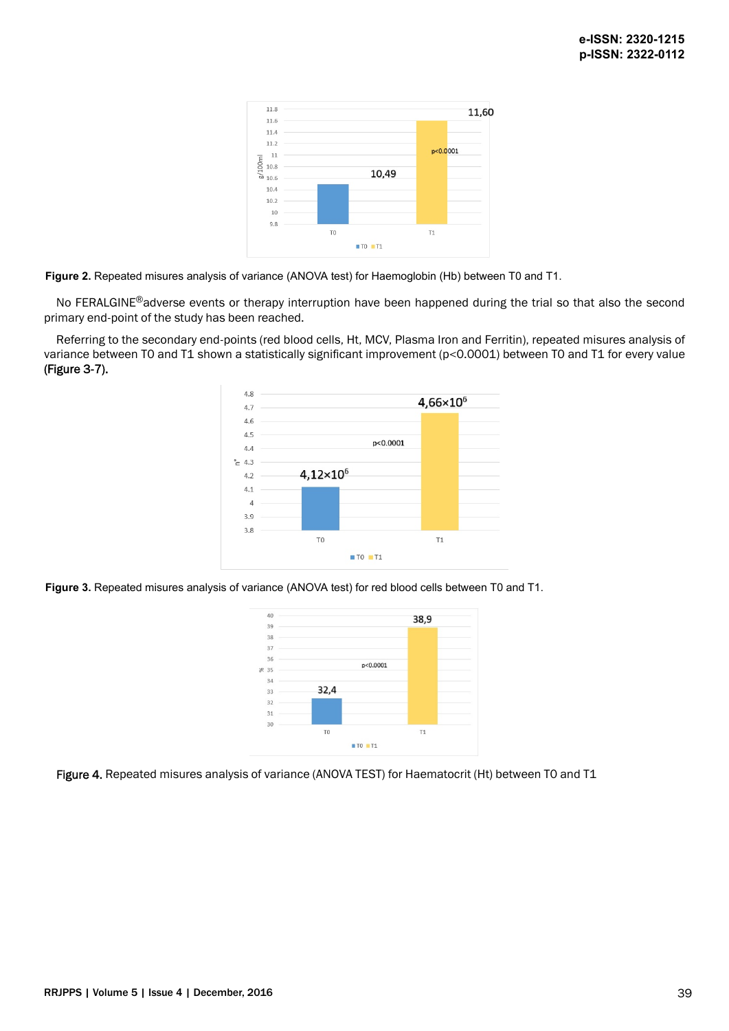**Figure 2.** Repeated misures analysis of variance (ANOVA test) for Haemoglobin (Hb) between T0 and T1.

No FERALGINE®adverse events or therapy interruption have been happened during the trial so that also the second primary end-point of the study has been reached.

Referring to the secondary end-points (red blood cells, Ht, MCV, Plasma Iron and Ferritin), repeated misures analysis of variance between T0 and T1 shown a statistically significant improvement ($p<0.0001$) between T0 and T1 for every value **(Figure 3-7).**

**Figure 3.** Repeated misures analysis of variance (ANOVA test) for red blood cells between T0 and T1.

**Figure 4.** Repeated misures analysis of variance (ANOVA TEST) for Haematocrit (Ht) between T0 and T1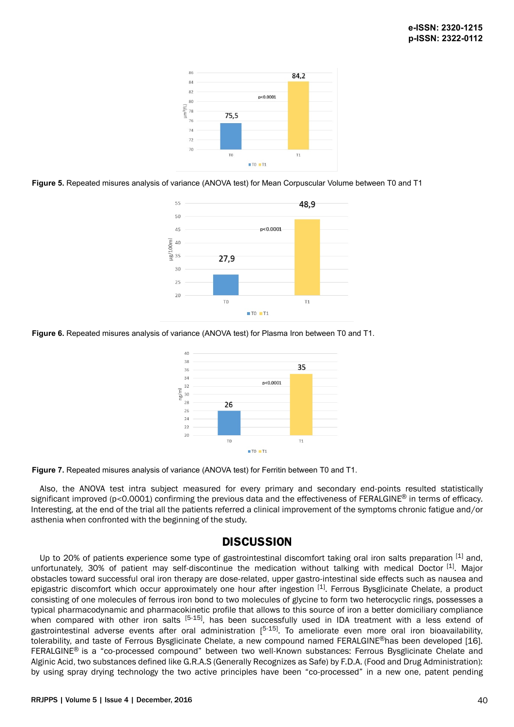**Figure 5.** Repeated misures analysis of variance (ANOVA test) for Mean Corpuscular Volume between T0 and T1

**Figure 6.** Repeated misures analysis of variance (ANOVA test) for Plasma Iron between T0 and T1.

**Figure 7.** Repeated misures analysis of variance (ANOVA test) for Ferritin between T0 and T1.

Also, the ANOVA test intra subject measured for every primary and secondary end-points resulted statistically significant improved ($p<0.0001$) confirming the previous data and the effectiveness of FERALGINE® in terms of efficacy. Interesting, at the end of the trial all the patients referred a clinical improvement of the symptoms chronic fatigue and/or asthenia when confronted with the beginning of the study.

## DISCUSSION

Up to 20% of patients experience some type of gastrointestinal discomfort taking oral iron salts preparation [1] and, unfortunately, 30% of patient may self-discontinue the medication without talking with medical Doctor [1]. Major obstacles toward successful oral iron therapy are dose-related, upper gastro-intestinal side effects such as nausea and epigastric discomfort which occur approximately one hour after ingestion [1]. Ferrous Bysglicinate Chelate, a product consisting of one molecules of ferrous iron bond to two molecules of glycine to form two heterocyclic rings, possesses a typical pharmacodynamic and pharmacokinetic profile that allows to this source of iron a better domiciliary compliance when compared with other iron salts [5-15], has been successfully used in IDA treatment with a less extend of gastrointestinal adverse events after oral administration [5-15]. To ameliorate even more oral iron bioavailability, tolerability, and taste of Ferrous Bysglicinate Chelate, a new compound named FERALGINE®has been developed [16]. FERALGINE® is a "co-processed compound" between two well-Known substances: Ferrous Bysglicinate Chelate and Alginic Acid, two substances defined like G.R.A.S (Generally Recognizes as Safe) by F.D.A. (Food and Drug Administration): by using spray drying technology the two active principles have been "co-processed" in a new one, patent pending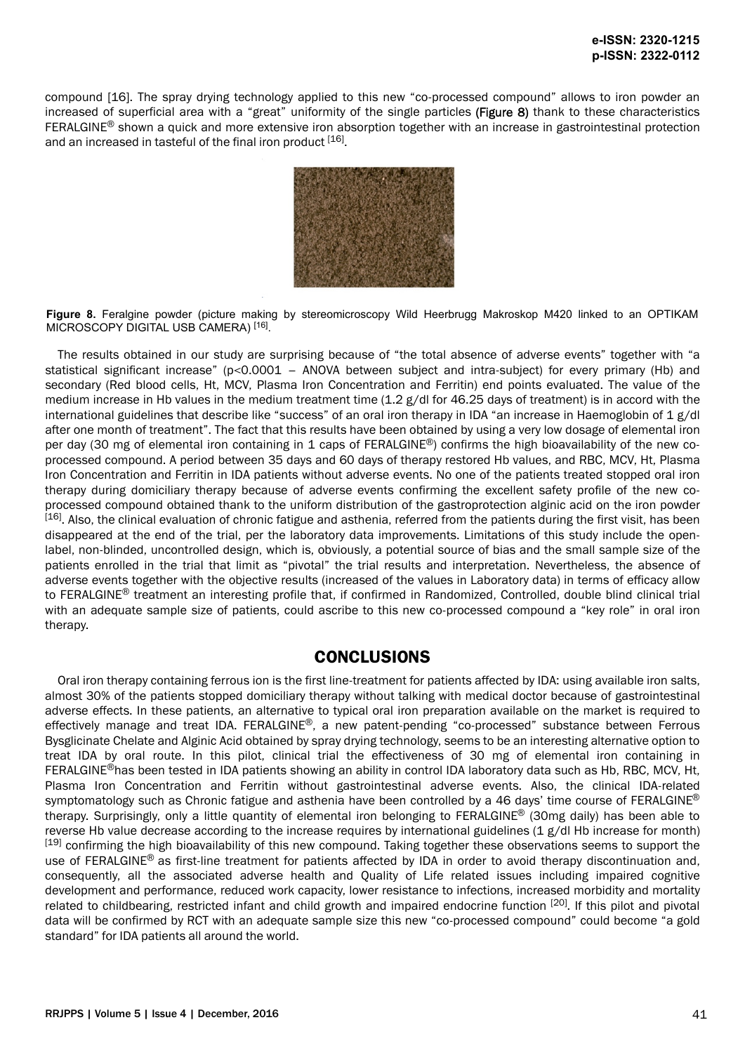compound [16]. The spray drying technology applied to this new "co-processed compound" allows to iron powder an increased of superficial area with a "great" uniformity of the single particles (Figure 8) thank to these characteristics FERALGINE® shown a quick and more extensive iron absorption together with an increase in gastrointestinal protection and an increased in tasteful of the final iron product [16].

Figure 8. Feralgine powder (picture making by stereomicroscopy Wild Heerbrugg Makroskop M420 linked to an OPTIKAM MICROSCOPY DIGITAL USB CAMERA) [16].

The results obtained in our study are surprising because of "the total absence of adverse events" together with "a statistical significant increase" ($p<0.0001$ – ANOVA between subject and intra-subject) for every primary (Hb) and secondary (Red blood cells, Ht, MCV, Plasma Iron Concentration and Ferritin) end points evaluated. The value of the medium increase in Hb values in the medium treatment time (1.2 g/dl for 46.25 days of treatment) is in accord with the international guidelines that describe like "success" of an oral iron therapy in IDA "an increase in Haemoglobin of 1 g/dl after one month of treatment". The fact that this results have been obtained by using a very low dosage of elemental iron per day (30 mg of elemental iron containing in 1 caps of FERALGINE®) confirms the high bioavailability of the new co-processed compound. A period between 35 days and 60 days of therapy restored Hb values, and RBC, MCV, Ht, Plasma Iron Concentration and Ferritin in IDA patients without adverse events. No one of the patients treated stopped oral iron therapy during domiciliary therapy because of adverse events confirming the excellent safety profile of the new co-processed compound obtained thank to the uniform distribution of the gastroprotection alginic acid on the iron powder [16]. Also, the clinical evaluation of chronic fatigue and asthenia, referred from the patients during the first visit, has been disappeared at the end of the trial, per the laboratory data improvements. Limitations of this study include the open-label, non-blinded, uncontrolled design, which is, obviously, a potential source of bias and the small sample size of the patients enrolled in the trial that limit as "pivotal" the trial results and interpretation. Nevertheless, the absence of adverse events together with the objective results (increased of the values in Laboratory data) in terms of efficacy allow to FERALGINE® treatment an interesting profile that, if confirmed in Randomized, Controlled, double blind clinical trial with an adequate sample size of patients, could ascribe to this new co-processed compound a "key role" in oral iron therapy.

## CONCLUSIONS

Oral iron therapy containing ferrous ion is the first line-treatment for patients affected by IDA: using available iron salts, almost 30% of the patients stopped domiciliary therapy without talking with medical doctor because of gastrointestinal adverse effects. In these patients, an alternative to typical oral iron preparation available on the market is required to effectively manage and treat IDA. FERALGINE®, a new patent-pending "co-processed" substance between Ferrous Bysglicinate Chelate and Alginic Acid obtained by spray drying technology, seems to be an interesting alternative option to treat IDA by oral route. In this pilot, clinical trial the effectiveness of 30 mg of elemental iron containing in FERALGINE®has been tested in IDA patients showing an ability in control IDA laboratory data such as Hb, RBC, MCV, Ht, Plasma Iron Concentration and Ferritin without gastrointestinal adverse events. Also, the clinical IDA-related symptomatology such as Chronic fatigue and asthenia have been controlled by a 46 days' time course of FERALGINE® therapy. Surprisingly, only a little quantity of elemental iron belonging to FERALGINE® (30mg daily) has been able to reverse Hb value decrease according to the increase requires by international guidelines (1 g/dl Hb increase for month) [19] confirming the high bioavailability of this new compound. Taking together these observations seems to support the use of FERALGINE® as first-line treatment for patients affected by IDA in order to avoid therapy discontinuation and, consequently, all the associated adverse health and Quality of Life related issues including impaired cognitive development and performance, reduced work capacity, lower resistance to infections, increased morbidity and mortality related to childbearing, restricted infant and child growth and impaired endocrine function [20]. If this pilot and pivotal data will be confirmed by RCT with an adequate sample size this new "co-processed compound" could become "a gold standard" for IDA patients all around the world.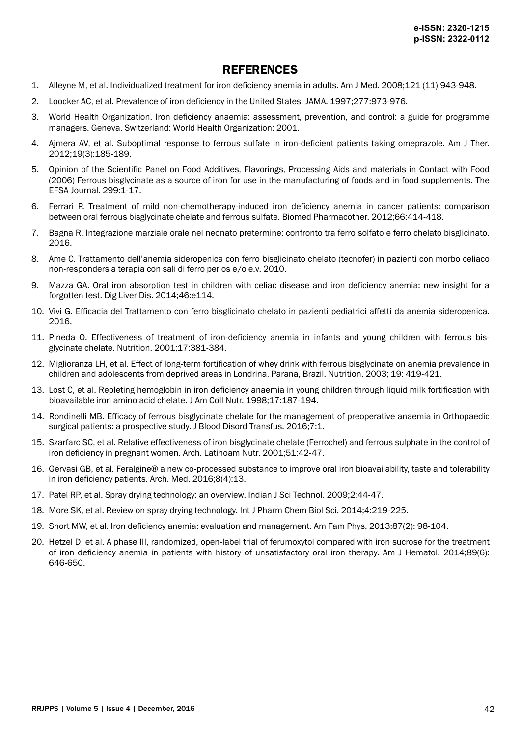## REFERENCES

1. Alleyne M, et al. Individualized treatment for iron deficiency anemia in adults. Am J Med. 2008;121 (11):943-948.
2. Loocker AC, et al. Prevalence of iron deficiency in the United States. JAMA. 1997;277:973-976.
3. World Health Organization. Iron deficiency anaemia: assessment, prevention, and control: a guide for programme managers. Geneva, Switzerland: World Health Organization; 2001.
4. Ajmera AV, et al. Suboptimal response to ferrous sulfate in iron-deficient patients taking omeprazole. Am J Ther. 2012;19(3):185-189.
5. Opinion of the Scientific Panel on Food Additives, Flavorings, Processing Aids and materials in Contact with Food (2006) Ferrous bisglycinate as a source of iron for use in the manufacturing of foods and in food supplements. The EFSA Journal. 299:1-17.
6. Ferrari P. Treatment of mild non-chemotherapy-induced iron deficiency anemia in cancer patients: comparison between oral ferrous bisglycinate chelate and ferrous sulfate. Biomed Pharmacother. 2012;66:414-418.
7. Bagna R. Integrazione marziale orale nel neonato pretermine: confronto tra ferro solfato e ferro chelato bisglicinato. 2016.
8. Ame C. Trattamento dell'anemia sideropenica con ferro bisglicinato chelato (tecnofer) in pazienti con morbo celiaco non-responders a terapia con sali di ferro per os e/o e.v. 2010.
9. Mazza GA. Oral iron absorption test in children with celiac disease and iron deficiency anemia: new insight for a forgotten test. Dig Liver Dis. 2014;46:e114.
10. Vivi G. Efficacia del Trattamento con ferro bisglicinato chelato in pazienti pediatrici affetti da anemia sideropenica. 2016.
11. Pineda O. Effectiveness of treatment of iron-deficiency anemia in infants and young children with ferrous bis-glycinate chelate. Nutrition. 2001;17:381-384.
12. Miglioranza LH, et al. Effect of long-term fortification of whey drink with ferrous bisglycinate on anemia prevalence in children and adolescents from deprived areas in Londrina, Parana, Brazil. Nutrition, 2003; 19: 419-421.
13. Lost C, et al. Repleting hemoglobin in iron deficiency anaemia in young children through liquid milk fortification with bioavailable iron amino acid chelate. J Am Coll Nutr. 1998;17:187-194.
14. Rondinelli MB. Efficacy of ferrous bisglycinate chelate for the management of preoperative anaemia in Orthopaedic surgical patients: a prospective study. J Blood Disord Transfus. 2016;7:1.
15. Szarfarc SC, et al. Relative effectiveness of iron bisglycinate chelate (Ferrochel) and ferrous sulphate in the control of iron deficiency in pregnant women. Arch. Latinoam Nutr. 2001;51:42-47.
16. Gervasi GB, et al. Feralgine® a new co-processed substance to improve oral iron bioavailability, taste and tolerability in iron deficiency patients. Arch. Med. 2016;8(4):13.
17. Patel RP, et al. Spray drying technology: an overview. Indian J Sci Technol. 2009;2:44-47.
18. More SK, et al. Review on spray drying technology. Int J Pharm Chem Biol Sci. 2014;4:219-225.
19. Short MW, et al. Iron deficiency anemia: evaluation and management. Am Fam Phys. 2013;87(2): 98-104.
20. Hetzel D, et al. A phase III, randomized, open-label trial of ferumoxytol compared with iron sucrose for the treatment of iron deficiency anemia in patients with history of unsatisfactory oral iron therapy. Am J Hematol. 2014;89(6): 646-650.